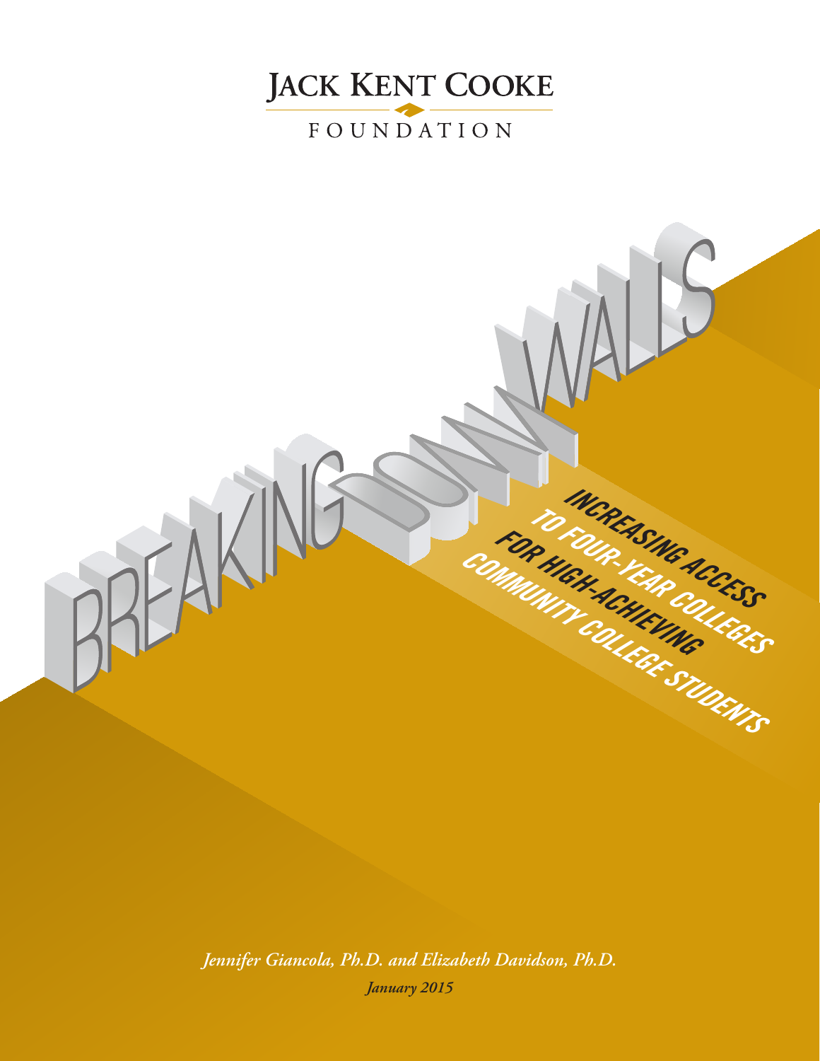JACK KENT COOKE FOUNDATION

# BREAKING DOWN WALLS

## INCREASING ACCESS TO FOUR-YEAR COLLEGES FOR HIGH-ACHIEVING COMMUNITY COLLEGE STUDENTS

*Jennifer Giancola, Ph.D. and Elizabeth Davidson, Ph.D.*

*January 2015*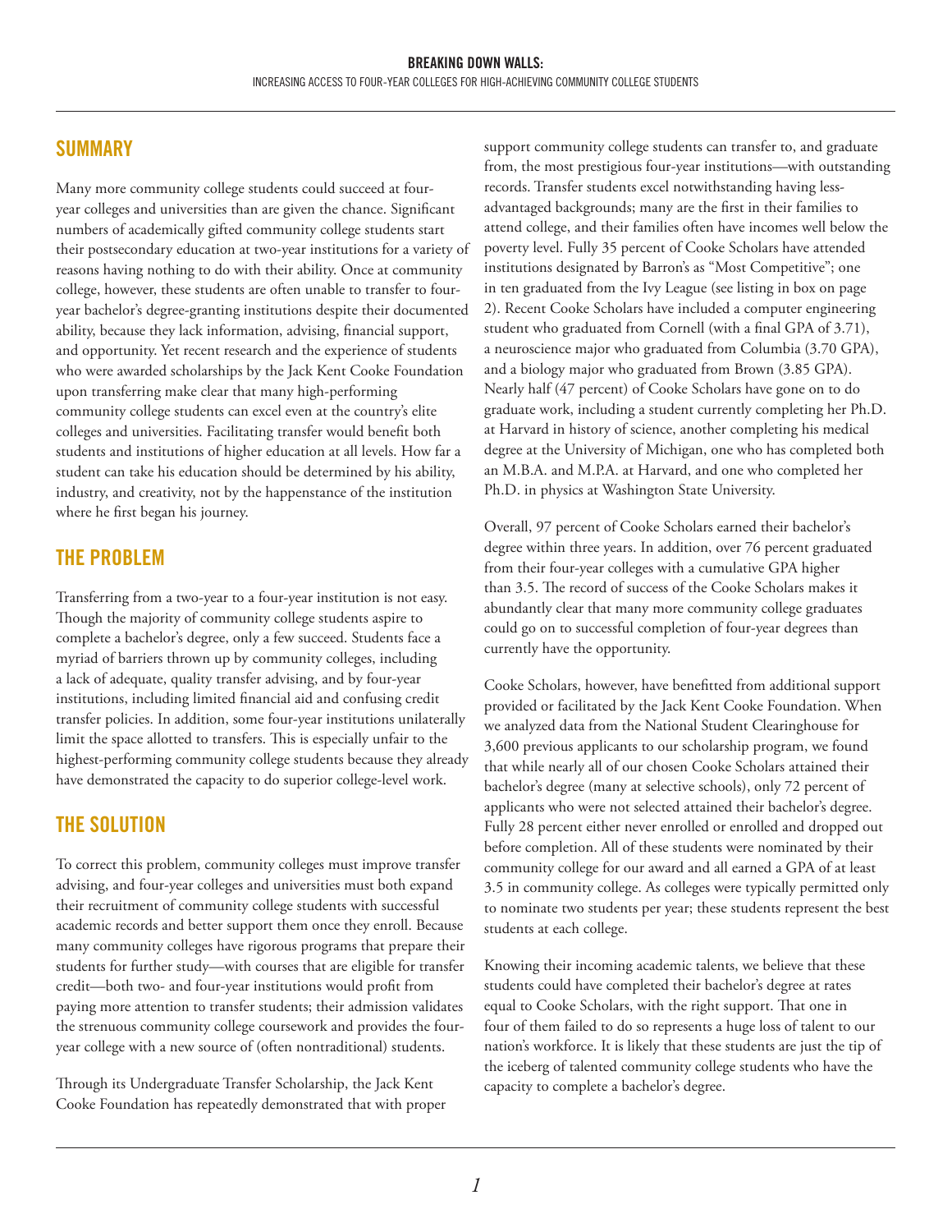## SUMMARY

Many more community college students could succeed at four-year colleges and universities than are given the chance. Significant numbers of academically gifted community college students start their postsecondary education at two-year institutions for a variety of reasons having nothing to do with their ability. Once at community college, however, these students are often unable to transfer to four-year bachelor's degree-granting institutions despite their documented ability, because they lack information, advising, financial support, and opportunity. Yet recent research and the experience of students who were awarded scholarships by the Jack Kent Cooke Foundation upon transferring make clear that many high-performing community college students can excel even at the country's elite colleges and universities. Facilitating transfer would benefit both students and institutions of higher education at all levels. How far a student can take his education should be determined by his ability, industry, and creativity, not by the happenstance of the institution where he first began his journey.

## THE PROBLEM

Transferring from a two-year to a four-year institution is not easy. Though the majority of community college students aspire to complete a bachelor's degree, only a few succeed. Students face a myriad of barriers thrown up by community colleges, including a lack of adequate, quality transfer advising, and by four-year institutions, including limited financial aid and confusing credit transfer policies. In addition, some four-year institutions unilaterally limit the space allotted to transfers. This is especially unfair to the highest-performing community college students because they already have demonstrated the capacity to do superior college-level work.

## THE SOLUTION

To correct this problem, community colleges must improve transfer advising, and four-year colleges and universities must both expand their recruitment of community college students with successful academic records and better support them once they enroll. Because many community colleges have rigorous programs that prepare their students for further study—with courses that are eligible for transfer credit—both two- and four-year institutions would profit from paying more attention to transfer students; their admission validates the strenuous community college coursework and provides the four-year college with a new source of (often nontraditional) students.

Through its Undergraduate Transfer Scholarship, the Jack Kent Cooke Foundation has repeatedly demonstrated that with proper support community college students can transfer to, and graduate from, the most prestigious four-year institutions—with outstanding records. Transfer students excel notwithstanding having less-advantaged backgrounds; many are the first in their families to attend college, and their families often have incomes well below the poverty level. Fully 35 percent of Cooke Scholars have attended institutions designated by Barron's as "Most Competitive"; one in ten graduated from the Ivy League (see listing in box on page 2). Recent Cooke Scholars have included a computer engineering student who graduated from Cornell (with a final GPA of 3.71), a neuroscience major who graduated from Columbia (3.70 GPA), and a biology major who graduated from Brown (3.85 GPA). Nearly half (47 percent) of Cooke Scholars have gone on to do graduate work, including a student currently completing her Ph.D. at Harvard in history of science, another completing his medical degree at the University of Michigan, one who has completed both an M.B.A. and M.P.A. at Harvard, and one who completed her Ph.D. in physics at Washington State University.

Overall, 97 percent of Cooke Scholars earned their bachelor's degree within three years. In addition, over 76 percent graduated from their four-year colleges with a cumulative GPA higher than 3.5. The record of success of the Cooke Scholars makes it abundantly clear that many more community college graduates could go on to successful completion of four-year degrees than currently have the opportunity.

Cooke Scholars, however, have benefitted from additional support provided or facilitated by the Jack Kent Cooke Foundation. When we analyzed data from the National Student Clearinghouse for 3,600 previous applicants to our scholarship program, we found that while nearly all of our chosen Cooke Scholars attained their bachelor's degree (many at selective schools), only 72 percent of applicants who were not selected attained their bachelor's degree. Fully 28 percent either never enrolled or enrolled and dropped out before completion. All of these students were nominated by their community college for our award and all earned a GPA of at least 3.5 in community college. As colleges were typically permitted only to nominate two students per year; these students represent the best students at each college.

Knowing their incoming academic talents, we believe that these students could have completed their bachelor's degree at rates equal to Cooke Scholars, with the right support. That one in four of them failed to do so represents a huge loss of talent to our nation's workforce. It is likely that these students are just the tip of the iceberg of talented community college students who have the capacity to complete a bachelor's degree.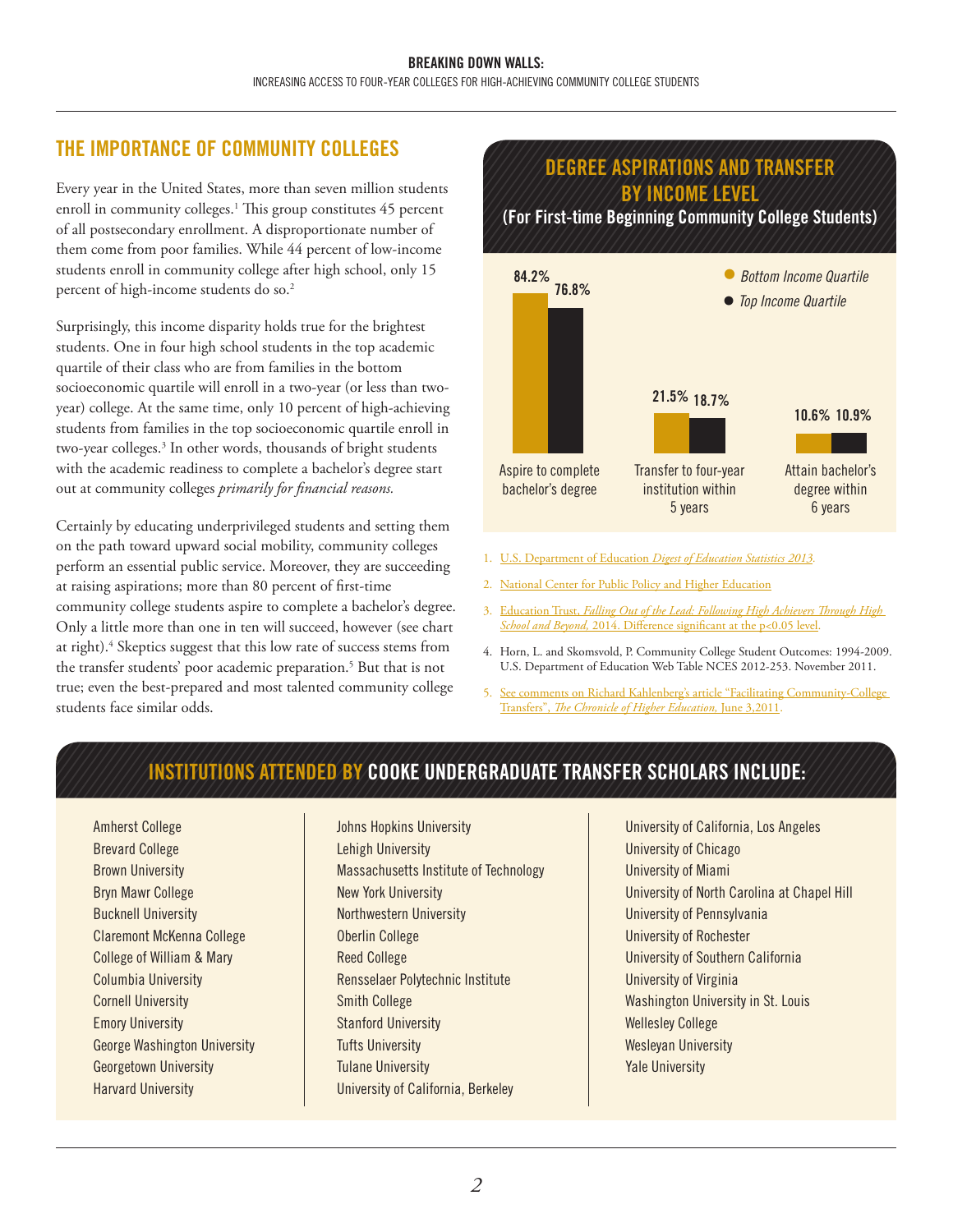## THE IMPORTANCE OF COMMUNITY COLLEGES

Every year in the United States, more than seven million students enroll in community colleges.[1] This group constitutes 45 percent of all postsecondary enrollment. A disproportionate number of them come from poor families. While 44 percent of low-income students enroll in community college after high school, only 15 percent of high-income students do so.[2]

Surprisingly, this income disparity holds true for the brightest students. One in four high school students in the top academic quartile of their class who are from families in the bottom socioeconomic quartile will enroll in a two-year (or less than two-year) college. At the same time, only 10 percent of high-achieving students from families in the top socioeconomic quartile enroll in two-year colleges.[3] In other words, thousands of bright students with the academic readiness to complete a bachelor's degree start out at community colleges *primarily for financial reasons.*

Certainly by educating underprivileged students and setting them on the path toward upward social mobility, community colleges perform an essential public service. Moreover, they are succeeding at raising aspirations; more than 80 percent of first-time community college students aspire to complete a bachelor's degree. Only a little more than one in ten will succeed, however (see chart at right).[4] Skeptics suggest that this low rate of success stems from the transfer students' poor academic preparation.[5] But that is not true; even the best-prepared and most talented community college students face similar odds.

### DEGREE ASPIRATIONS AND TRANSFER BY INCOME LEVEL

**(For First-time Beginning Community College Students)**

| | Bottom Income Quartile | Top Income Quartile |
|---|---|---|
| Aspire to complete bachelor's degree | 84.2% | 76.8% |
| Transfer to four-year institution within 5 years | 21.5% | 18.7% |
| Attain bachelor's degree within 6 years | 10.6% | 10.9% |

1. U.S. Department of Education *Digest of Education Statistics 2013*.
2. National Center for Public Policy and Higher Education
3. Education Trust, *Falling Out of the Lead: Following High Achievers Through High School and Beyond,* 2014. Difference significant at the p<0.05 level.
4. Horn, L. and Skomsvold, P. Community College Student Outcomes: 1994-2009. U.S. Department of Education Web Table NCES 2012-253. November 2011.
5. See comments on Richard Kahlenberg's article "Facilitating Community-College Transfers", *The Chronicle of Higher Education,* June 3,2011.

## INSTITUTIONS ATTENDED BY COOKE UNDERGRADUATE TRANSFER SCHOLARS INCLUDE:

- Amherst College
- Brevard College
- Brown University
- Bryn Mawr College
- Bucknell University
- Claremont McKenna College
- College of William & Mary
- Columbia University
- Cornell University
- Emory University
- George Washington University
- Georgetown University
- Harvard University
- Johns Hopkins University
- Lehigh University
- Massachusetts Institute of Technology
- New York University
- Northwestern University
- Oberlin College
- Reed College
- Rensselaer Polytechnic Institute
- Smith College
- Stanford University
- Tufts University
- Tulane University
- University of California, Berkeley
- University of California, Los Angeles
- University of Chicago
- University of Miami
- University of North Carolina at Chapel Hill
- University of Pennsylvania
- University of Rochester
- University of Southern California
- University of Virginia
- Washington University in St. Louis
- Wellesley College
- Wesleyan University
- Yale University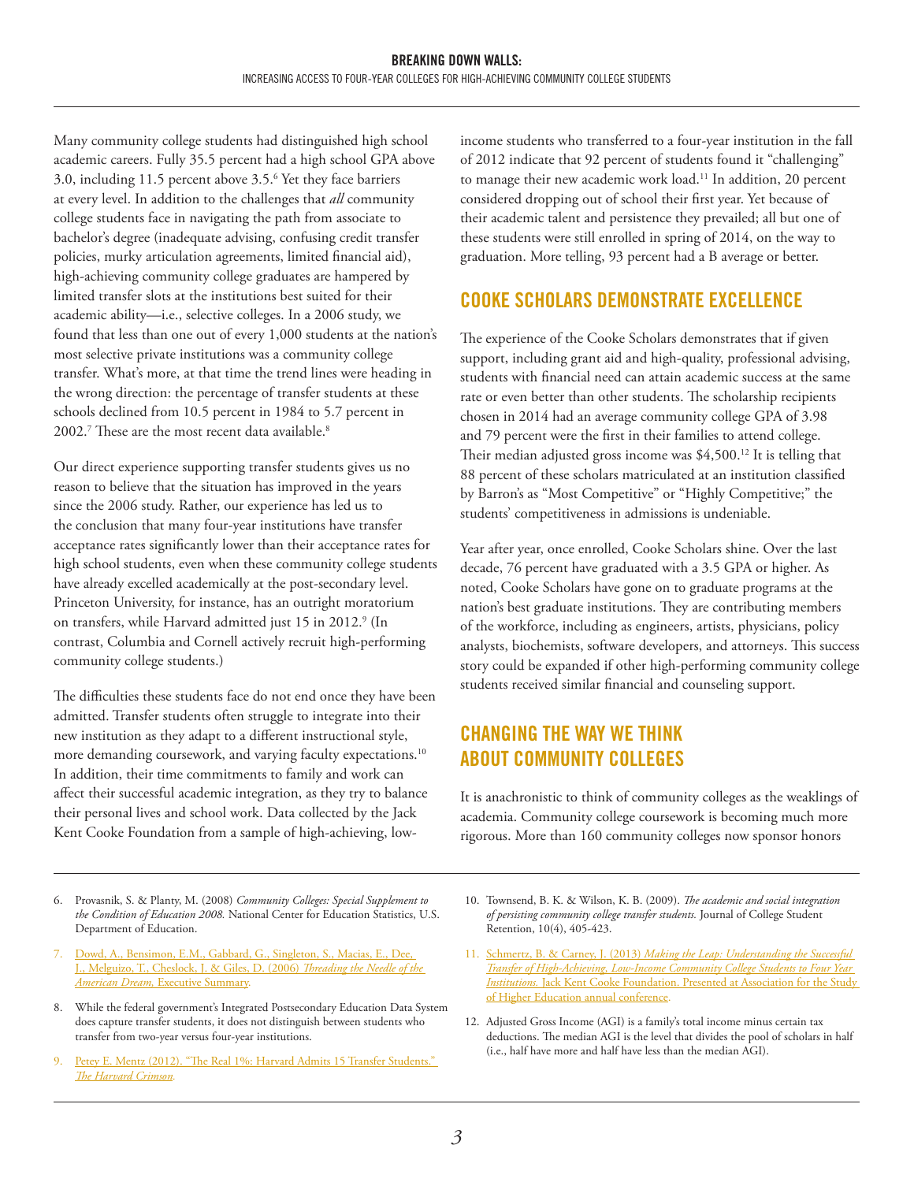Many community college students had distinguished high school academic careers. Fully 35.5 percent had a high school GPA above 3.0, including 11.5 percent above 3.5.[6] Yet they face barriers at every level. In addition to the challenges that *all* community college students face in navigating the path from associate to bachelor's degree (inadequate advising, confusing credit transfer policies, murky articulation agreements, limited financial aid), high-achieving community college graduates are hampered by limited transfer slots at the institutions best suited for their academic ability—i.e., selective colleges. In a 2006 study, we found that less than one out of every 1,000 students at the nation's most selective private institutions was a community college transfer. What's more, at that time the trend lines were heading in the wrong direction: the percentage of transfer students at these schools declined from 10.5 percent in 1984 to 5.7 percent in 2002.[7] These are the most recent data available.[8]

Our direct experience supporting transfer students gives us no reason to believe that the situation has improved in the years since the 2006 study. Rather, our experience has led us to the conclusion that many four-year institutions have transfer acceptance rates significantly lower than their acceptance rates for high school students, even when these community college students have already excelled academically at the post-secondary level. Princeton University, for instance, has an outright moratorium on transfers, while Harvard admitted just 15 in 2012.[9] (In contrast, Columbia and Cornell actively recruit high-performing community college students.)

The difficulties these students face do not end once they have been admitted. Transfer students often struggle to integrate into their new institution as they adapt to a different instructional style, more demanding coursework, and varying faculty expectations.[10] In addition, their time commitments to family and work can affect their successful academic integration, as they try to balance their personal lives and school work. Data collected by the Jack Kent Cooke Foundation from a sample of high-achieving, low-income students who transferred to a four-year institution in the fall of 2012 indicate that 92 percent of students found it "challenging" to manage their new academic work load.[11] In addition, 20 percent considered dropping out of school their first year. Yet because of their academic talent and persistence they prevailed; all but one of these students were still enrolled in spring of 2014, on the way to graduation. More telling, 93 percent had a B average or better.

## COOKE SCHOLARS DEMONSTRATE EXCELLENCE

The experience of the Cooke Scholars demonstrates that if given support, including grant aid and high-quality, professional advising, students with financial need can attain academic success at the same rate or even better than other students. The scholarship recipients chosen in 2014 had an average community college GPA of 3.98 and 79 percent were the first in their families to attend college. Their median adjusted gross income was $4,500.[12] It is telling that 88 percent of these scholars matriculated at an institution classified by Barron's as "Most Competitive" or "Highly Competitive;" the students' competitiveness in admissions is undeniable.

Year after year, once enrolled, Cooke Scholars shine. Over the last decade, 76 percent have graduated with a 3.5 GPA or higher. As noted, Cooke Scholars have gone on to graduate programs at the nation's best graduate institutions. They are contributing members of the workforce, including as engineers, artists, physicians, policy analysts, biochemists, software developers, and attorneys. This success story could be expanded if other high-performing community college students received similar financial and counseling support.

## CHANGING THE WAY WE THINK ABOUT COMMUNITY COLLEGES

It is anachronistic to think of community colleges as the weaklings of academia. Community college coursework is becoming much more rigorous. More than 160 community colleges now sponsor honors

---

6. Provasnik, S. & Planty, M. (2008) *Community Colleges: Special Supplement to the Condition of Education 2008.* National Center for Education Statistics, U.S. Department of Education.

7. Dowd, A., Bensimon, E.M., Gabbard, G., Singleton, S., Macias, E., Dee, J., Melguizo, T., Cheslock, J. & Giles, D. (2006) *Threading the Needle of the American Dream,* Executive Summary.

8. While the federal government's Integrated Postsecondary Education Data System does capture transfer students, it does not distinguish between students who transfer from two-year versus four-year institutions.

9. Petey E. Mentz (2012). "The Real 1%: Harvard Admits 15 Transfer Students." *The Harvard Crimson.*

10. Townsend, B. K. & Wilson, K. B. (2009). *The academic and social integration of persisting community college transfer students.* Journal of College Student Retention, 10(4), 405-423.

11. Schmertz, B. & Carney, J. (2013) *Making the Leap: Understanding the Successful Transfer of High-Achieving, Low-Income Community College Students to Four Year Institutions.* Jack Kent Cooke Foundation. Presented at Association for the Study of Higher Education annual conference.

12. Adjusted Gross Income (AGI) is a family's total income minus certain tax deductions. The median AGI is the level that divides the pool of scholars in half (i.e., half have more and half have less than the median AGI).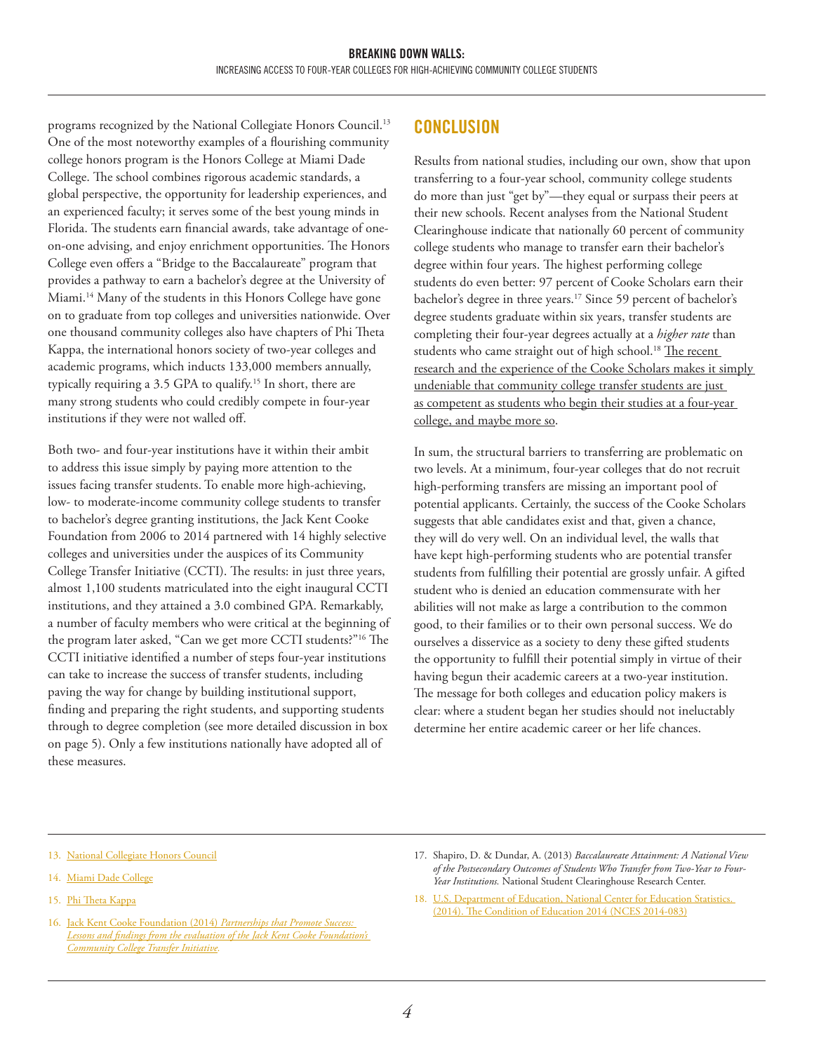programs recognized by the National Collegiate Honors Council.[13] One of the most noteworthy examples of a flourishing community college honors program is the Honors College at Miami Dade College. The school combines rigorous academic standards, a global perspective, the opportunity for leadership experiences, and an experienced faculty; it serves some of the best young minds in Florida. The students earn financial awards, take advantage of one-on-one advising, and enjoy enrichment opportunities. The Honors College even offers a "Bridge to the Baccalaureate" program that provides a pathway to earn a bachelor's degree at the University of Miami.[14] Many of the students in this Honors College have gone on to graduate from top colleges and universities nationwide. Over one thousand community colleges also have chapters of Phi Theta Kappa, the international honors society of two-year colleges and academic programs, which inducts 133,000 members annually, typically requiring a 3.5 GPA to qualify.[15] In short, there are many strong students who could credibly compete in four-year institutions if they were not walled off.

Both two- and four-year institutions have it within their ambit to address this issue simply by paying more attention to the issues facing transfer students. To enable more high-achieving, low- to moderate-income community college students to transfer to bachelor's degree granting institutions, the Jack Kent Cooke Foundation from 2006 to 2014 partnered with 14 highly selective colleges and universities under the auspices of its Community College Transfer Initiative (CCTI). The results: in just three years, almost 1,100 students matriculated into the eight inaugural CCTI institutions, and they attained a 3.0 combined GPA. Remarkably, a number of faculty members who were critical at the beginning of the program later asked, "Can we get more CCTI students?"[16] The CCTI initiative identified a number of steps four-year institutions can take to increase the success of transfer students, including paving the way for change by building institutional support, finding and preparing the right students, and supporting students through to degree completion (see more detailed discussion in box on page 5). Only a few institutions nationally have adopted all of these measures.

## CONCLUSION

Results from national studies, including our own, show that upon transferring to a four-year school, community college students do more than just "get by"—they equal or surpass their peers at their new schools. Recent analyses from the National Student Clearinghouse indicate that nationally 60 percent of community college students who manage to transfer earn their bachelor's degree within four years. The highest performing college students do even better: 97 percent of Cooke Scholars earn their bachelor's degree in three years.[17] Since 59 percent of bachelor's degree students graduate within six years, transfer students are completing their four-year degrees actually at a *higher rate* than students who came straight out of high school.[18] The recent research and the experience of the Cooke Scholars makes it simply undeniable that community college transfer students are just as competent as students who begin their studies at a four-year college, and maybe more so.

In sum, the structural barriers to transferring are problematic on two levels. At a minimum, four-year colleges that do not recruit high-performing transfers are missing an important pool of potential applicants. Certainly, the success of the Cooke Scholars suggests that able candidates exist and that, given a chance, they will do very well. On an individual level, the walls that have kept high-performing students who are potential transfer students from fulfilling their potential are grossly unfair. A gifted student who is denied an education commensurate with her abilities will not make as large a contribution to the common good, to their families or to their own personal success. We do ourselves a disservice as a society to deny these gifted students the opportunity to fulfill their potential simply in virtue of their having begun their academic careers at a two-year institution. The message for both colleges and education policy makers is clear: where a student began her studies should not ineluctably determine her entire academic career or her life chances.

---

13. National Collegiate Honors Council
14. Miami Dade College
15. Phi Theta Kappa
16. Jack Kent Cooke Foundation (2014) *Partnerships that Promote Success: Lessons and findings from the evaluation of the Jack Kent Cooke Foundation's Community College Transfer Initiative.*
17. Shapiro, D. & Dundar, A. (2013) *Baccalaureate Attainment: A National View of the Postsecondary Outcomes of Students Who Transfer from Two-Year to Four-Year Institutions.* National Student Clearinghouse Research Center.
18. U.S. Department of Education, National Center for Education Statistics. (2014). The Condition of Education 2014 (NCES 2014-083)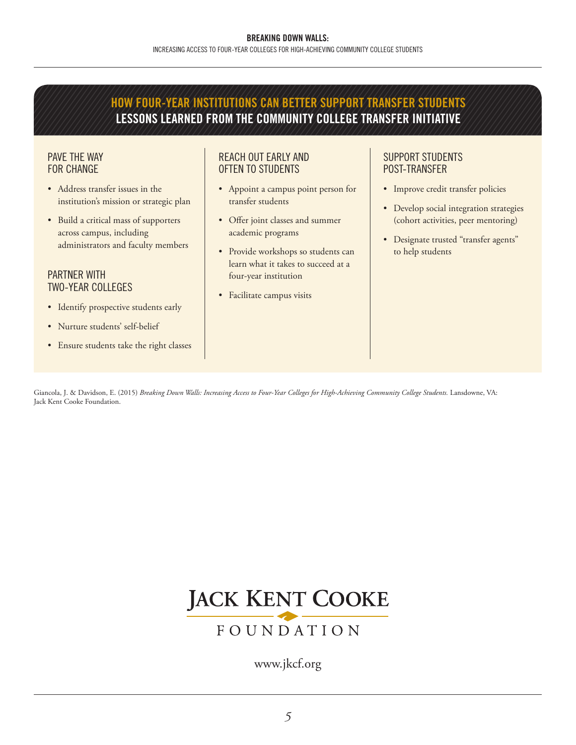## HOW FOUR-YEAR INSTITUTIONS CAN BETTER SUPPORT TRANSFER STUDENTS
## LESSONS LEARNED FROM THE COMMUNITY COLLEGE TRANSFER INITIATIVE

### PAVE THE WAY FOR CHANGE

- Address transfer issues in the institution's mission or strategic plan
- Build a critical mass of supporters across campus, including administrators and faculty members

### PARTNER WITH TWO-YEAR COLLEGES

- Identify prospective students early
- Nurture students' self-belief
- Ensure students take the right classes

### REACH OUT EARLY AND OFTEN TO STUDENTS

- Appoint a campus point person for transfer students
- Offer joint classes and summer academic programs
- Provide workshops so students can learn what it takes to succeed at a four-year institution
- Facilitate campus visits

### SUPPORT STUDENTS POST-TRANSFER

- Improve credit transfer policies
- Develop social integration strategies (cohort activities, peer mentoring)
- Designate trusted "transfer agents" to help students

Giancola, J. & Davidson, E. (2015) *Breaking Down Walls: Increasing Access to Four-Year Colleges for High-Achieving Community College Students.* Lansdowne, VA: Jack Kent Cooke Foundation.

JACK KENT COOKE FOUNDATION

www.jkcf.org